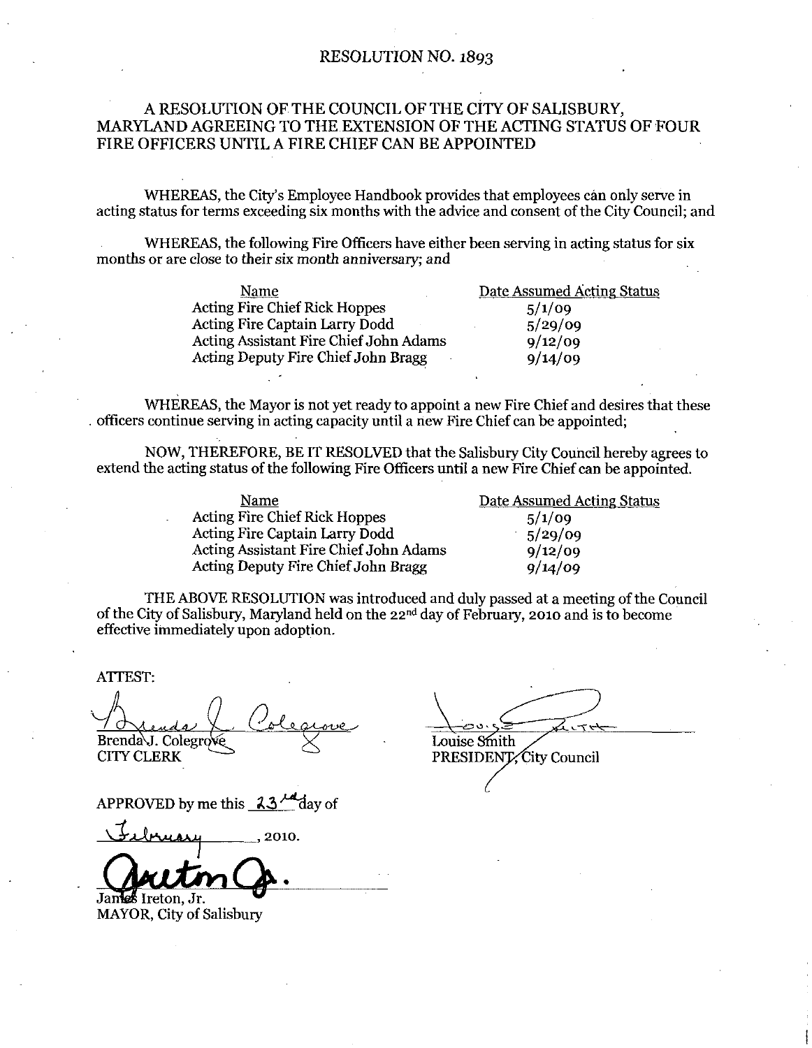# RESOLUTION NO. 1893

## A RESOLUTION OF THE COUNCIL OF THE CITY OF SALISBURY, MARYLAND AGREEING TO THE EXTENSION OF THE ACTING STATUS OF FOUR FIRE OFFICERS UNTIL A FIRE CHIEF CAN BE APPOINTED

WHEREAS, the City's Employee Handbook provides that employees can only serve in acting status for terms exceeding six months with the advice and consent of the City Council; and

WHEREAS, the following Fire Officers have either been serving in acting status for six months or are close to their six month anniversary; and

| Name | Date Assumed Acting Status |
|---|---|
| Acting Fire Chief Rick Hoppes | 5/1/09 |
| Acting Fire Captain Larry Dodd | 5/29/09 |
| Acting Assistant Fire Chief John Adams | 9/12/09 |
| Acting Deputy Fire Chief John Bragg | 9/14/09 |

WHEREAS, the Mayor is not yet ready to appoint a new Fire Chief and desires that these officers continue serving in acting capacity until a new Fire Chief can be appointed;

NOW, THEREFORE, BE IT RESOLVED that the Salisbury City Council hereby agrees to extend the acting status of the following Fire Officers until a new Fire Chief can be appointed.

| Name | Date Assumed Acting Status |
|---|---|
| Acting Fire Chief Rick Hoppes | 5/1/09 |
| Acting Fire Captain Larry Dodd | 5/29/09 |
| Acting Assistant Fire Chief John Adams | 9/12/09 |
| Acting Deputy Fire Chief John Bragg | 9/14/09 |

THE ABOVE RESOLUTION was introduced and duly passed at a meeting of the Council of the City of Salisbury, Maryland held on the 22nd day of February, 2010 and is to become effective immediately upon adoption.

ATTEST:

Brenda J. Colegrove
CITY CLERK

Louise Smith
PRESIDENT, City Council

APPROVED by me this 23rd day of February, 2010.

James Ireton, Jr.
MAYOR, City of Salisbury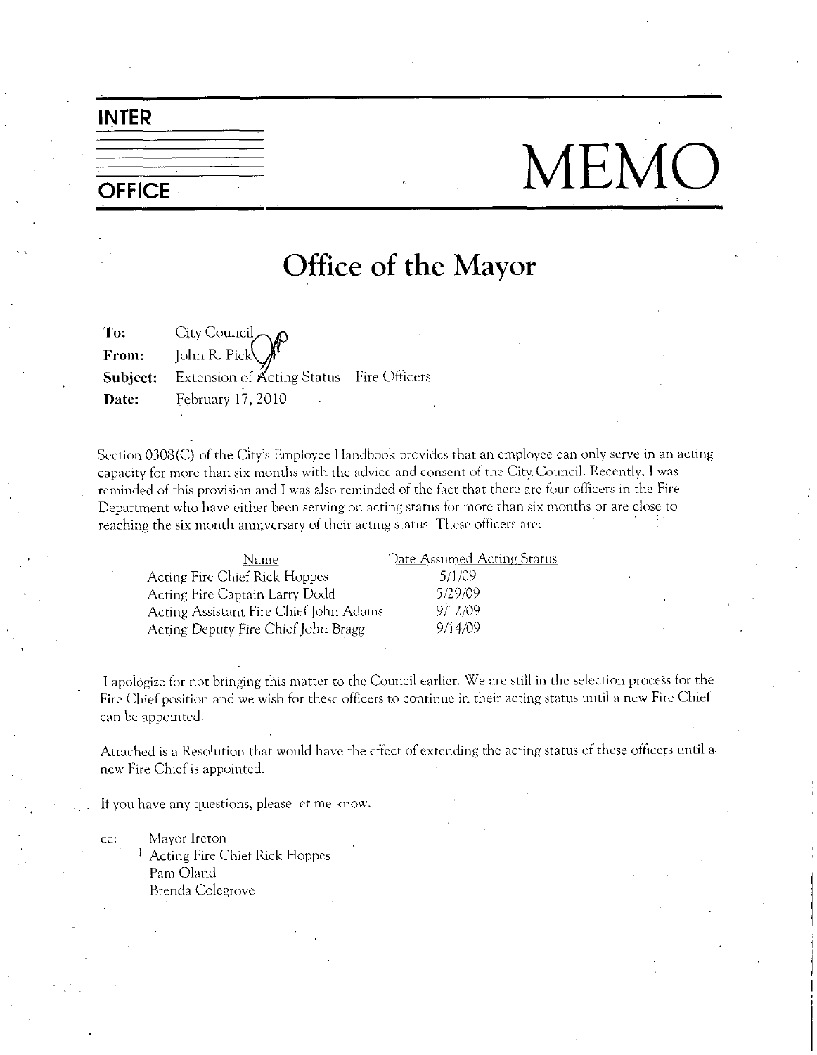**INTER OFFICE**

# MEMO

## Office of the Mayor

**To:** City Council
**From:** John R. Pick
**Subject:** Extension of Acting Status – Fire Officers
**Date:** February 17, 2010

Section 0308(C) of the City's Employee Handbook provides that an employee can only serve in an acting capacity for more than six months with the advice and consent of the City Council. Recently, I was reminded of this provision and I was also reminded of the fact that there are four officers in the Fire Department who have either been serving on acting status for more than six months or are close to reaching the six month anniversary of their acting status. These officers are:

| Name | Date Assumed Acting Status |
|---|---|
| Acting Fire Chief Rick Hoppes | 5/1/09 |
| Acting Fire Captain Larry Dodd | 5/29/09 |
| Acting Assistant Fire Chief John Adams | 9/12/09 |
| Acting Deputy Fire Chief John Bragg | 9/14/09 |

I apologize for not bringing this matter to the Council earlier. We are still in the selection process for the Fire Chief position and we wish for these officers to continue in their acting status until a new Fire Chief can be appointed.

Attached is a Resolution that would have the effect of extending the acting status of these officers until a new Fire Chief is appointed.

If you have any questions, please let me know.

cc: Mayor Ireton
Acting Fire Chief Rick Hoppes
Pam Oland
Brenda Colegrove